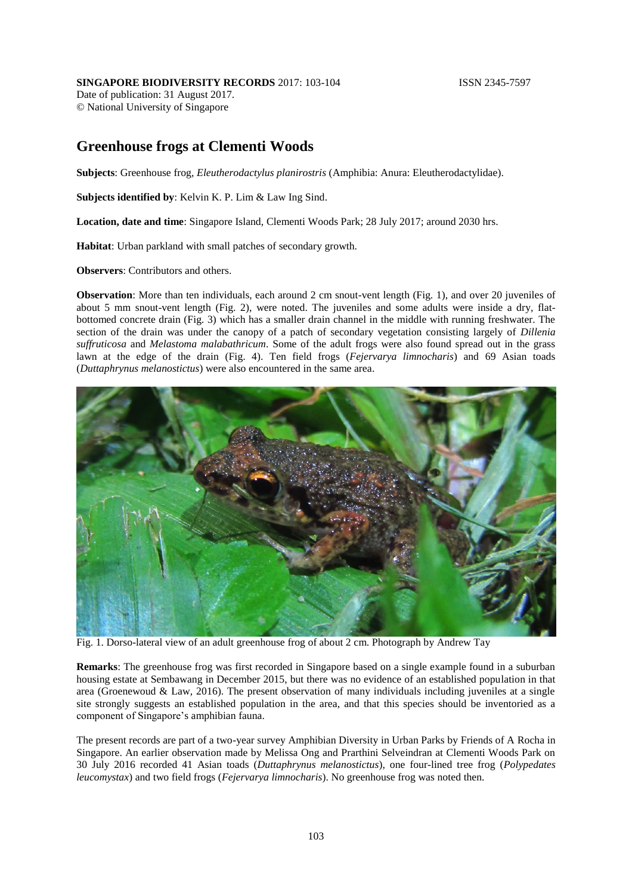**SINGAPORE BIODIVERSITY RECORDS** 2017: 103-104 ISSN 2345-7597
Date of publication: 31 August 2017.
© National University of Singapore

# Greenhouse frogs at Clementi Woods

**Subjects**: Greenhouse frog, *Eleutherodactylus planirostris* (Amphibia: Anura: Eleutherodactylidae).

**Subjects identified by**: Kelvin K. P. Lim & Law Ing Sind.

**Location, date and time**: Singapore Island, Clementi Woods Park; 28 July 2017; around 2030 hrs.

**Habitat**: Urban parkland with small patches of secondary growth.

**Observers**: Contributors and others.

**Observation**: More than ten individuals, each around 2 cm snout-vent length (Fig. 1), and over 20 juveniles of about 5 mm snout-vent length (Fig. 2), were noted. The juveniles and some adults were inside a dry, flat-bottomed concrete drain (Fig. 3) which has a smaller drain channel in the middle with running freshwater. The section of the drain was under the canopy of a patch of secondary vegetation consisting largely of *Dillenia suffruticosa* and *Melastoma malabathricum*. Some of the adult frogs were also found spread out in the grass lawn at the edge of the drain (Fig. 4). Ten field frogs (*Fejervarya limnocharis*) and 69 Asian toads (*Duttaphrynus melanostictus*) were also encountered in the same area.

Fig. 1. Dorso-lateral view of an adult greenhouse frog of about 2 cm. Photograph by Andrew Tay

**Remarks**: The greenhouse frog was first recorded in Singapore based on a single example found in a suburban housing estate at Sembawang in December 2015, but there was no evidence of an established population in that area (Groenewoud & Law, 2016). The present observation of many individuals including juveniles at a single site strongly suggests an established population in the area, and that this species should be inventoried as a component of Singapore's amphibian fauna.

The present records are part of a two-year survey Amphibian Diversity in Urban Parks by Friends of A Rocha in Singapore. An earlier observation made by Melissa Ong and Prarthini Selveindran at Clementi Woods Park on 30 July 2016 recorded 41 Asian toads (*Duttaphrynus melanostictus*), one four-lined tree frog (*Polypedates leucomystax*) and two field frogs (*Fejervarya limnocharis*). No greenhouse frog was noted then.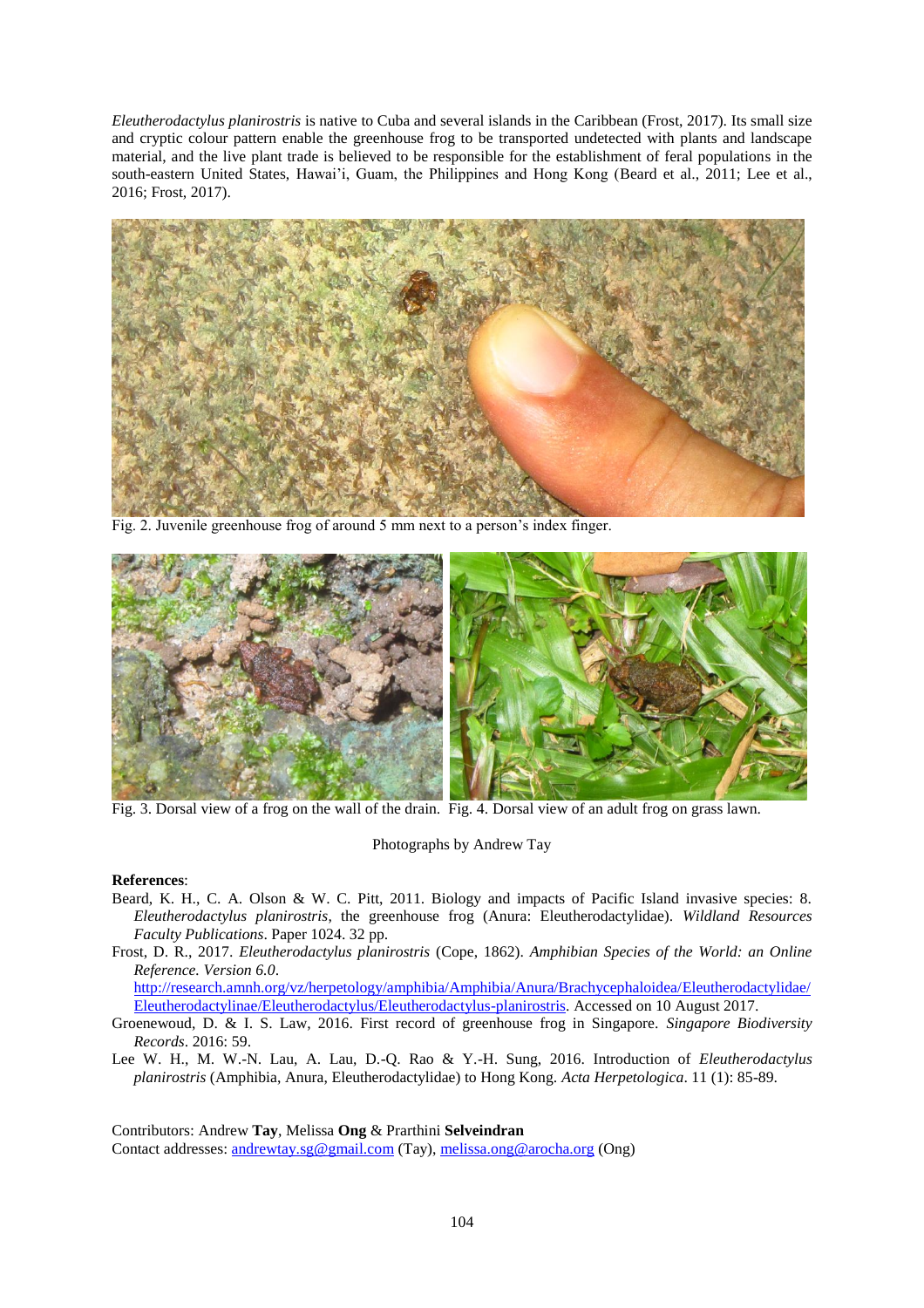*Eleutherodactylus planirostris* is native to Cuba and several islands in the Caribbean (Frost, 2017). Its small size and cryptic colour pattern enable the greenhouse frog to be transported undetected with plants and landscape material, and the live plant trade is believed to be responsible for the establishment of feral populations in the south-eastern United States, Hawai'i, Guam, the Philippines and Hong Kong (Beard et al., 2011; Lee et al., 2016; Frost, 2017).

Fig. 2. Juvenile greenhouse frog of around 5 mm next to a person's index finger.

Fig. 3. Dorsal view of a frog on the wall of the drain. Fig. 4. Dorsal view of an adult frog on grass lawn.

Photographs by Andrew Tay

**References**:

Beard, K. H., C. A. Olson & W. C. Pitt, 2011. Biology and impacts of Pacific Island invasive species: 8. *Eleutherodactylus planirostris,* the greenhouse frog (Anura: Eleutherodactylidae). *Wildland Resources Faculty Publications*. Paper 1024. 32 pp.

Frost, D. R., 2017. *Eleutherodactylus planirostris* (Cope, 1862). *Amphibian Species of the World: an Online Reference. Version 6.0*. http://research.amnh.org/vz/herpetology/amphibia/Amphibia/Anura/Brachycephaloidea/Eleutherodactylidae/Eleutherodactylinae/Eleutherodactylus/Eleutherodactylus-planirostris. Accessed on 10 August 2017.

Groenewoud, D. & I. S. Law, 2016. First record of greenhouse frog in Singapore. *Singapore Biodiversity Records*. 2016: 59.

Lee W. H., M. W.-N. Lau, A. Lau, D.-Q. Rao & Y.-H. Sung, 2016. Introduction of *Eleutherodactylus planirostris* (Amphibia, Anura, Eleutherodactylidae) to Hong Kong. *Acta Herpetologica*. 11 (1): 85-89.

Contributors: Andrew **Tay**, Melissa **Ong** & Prarthini **Selveindran**
Contact addresses: andrewtay.sg@gmail.com (Tay), melissa.ong@arocha.org (Ong)